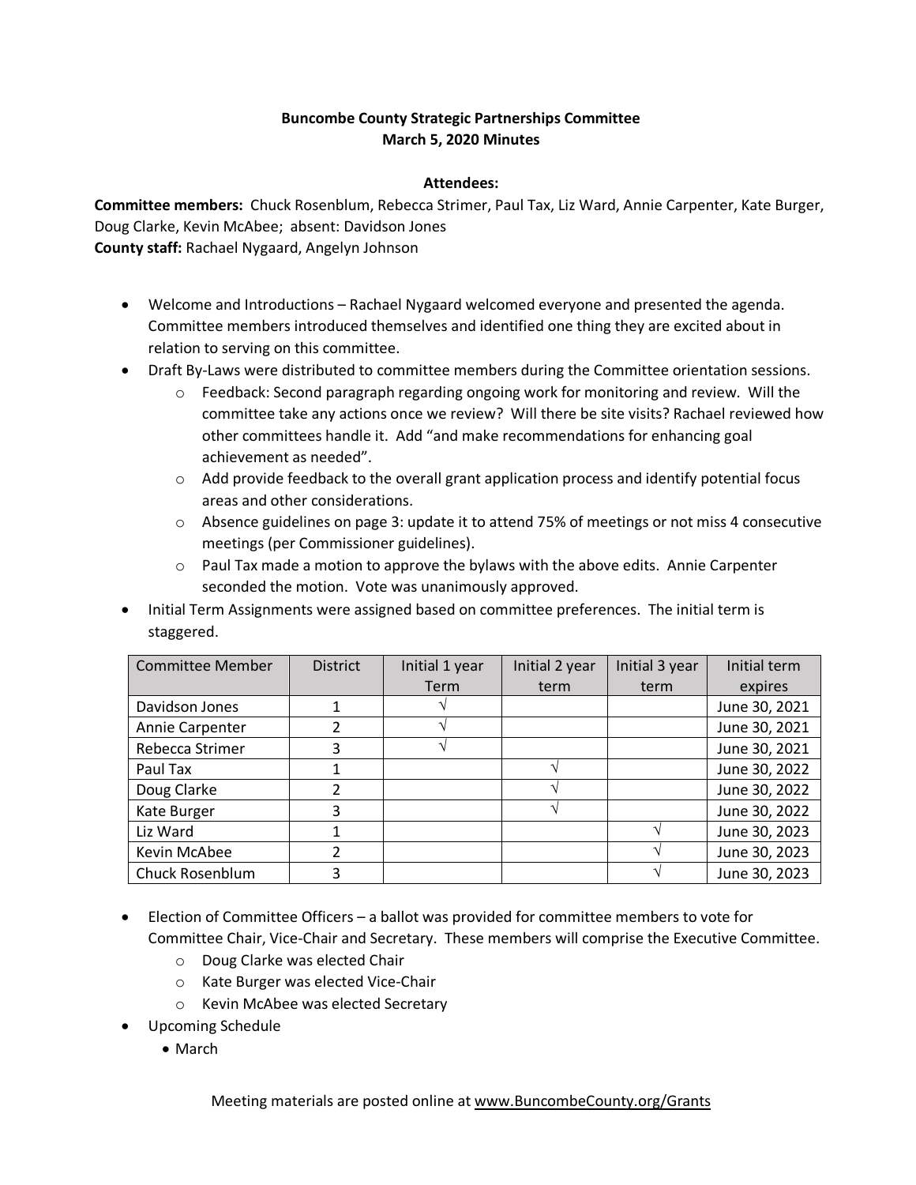**Buncombe County Strategic Partnerships Committee**
**March 5, 2020 Minutes**

**Attendees:**

**Committee members:** Chuck Rosenblum, Rebecca Strimer, Paul Tax, Liz Ward, Annie Carpenter, Kate Burger, Doug Clarke, Kevin McAbee; absent: Davidson Jones
**County staff:** Rachael Nygaard, Angelyn Johnson

- Welcome and Introductions – Rachael Nygaard welcomed everyone and presented the agenda. Committee members introduced themselves and identified one thing they are excited about in relation to serving on this committee.
- Draft By-Laws were distributed to committee members during the Committee orientation sessions.
  - Feedback: Second paragraph regarding ongoing work for monitoring and review. Will the committee take any actions once we review? Will there be site visits? Rachael reviewed how other committees handle it. Add "and make recommendations for enhancing goal achievement as needed".
  - Add provide feedback to the overall grant application process and identify potential focus areas and other considerations.
  - Absence guidelines on page 3: update it to attend 75% of meetings or not miss 4 consecutive meetings (per Commissioner guidelines).
  - Paul Tax made a motion to approve the bylaws with the above edits. Annie Carpenter seconded the motion. Vote was unanimously approved.
- Initial Term Assignments were assigned based on committee preferences. The initial term is staggered.

| Committee Member | District | Initial 1 year Term | Initial 2 year term | Initial 3 year term | Initial term expires |
|---|---|---|---|---|---|
| Davidson Jones | 1 | √ | | | June 30, 2021 |
| Annie Carpenter | 2 | √ | | | June 30, 2021 |
| Rebecca Strimer | 3 | √ | | | June 30, 2021 |
| Paul Tax | 1 | | √ | | June 30, 2022 |
| Doug Clarke | 2 | | √ | | June 30, 2022 |
| Kate Burger | 3 | | √ | | June 30, 2022 |
| Liz Ward | 1 | | | √ | June 30, 2023 |
| Kevin McAbee | 2 | | | √ | June 30, 2023 |
| Chuck Rosenblum | 3 | | | √ | June 30, 2023 |

- Election of Committee Officers – a ballot was provided for committee members to vote for Committee Chair, Vice-Chair and Secretary. These members will comprise the Executive Committee.
  - Doug Clarke was elected Chair
  - Kate Burger was elected Vice-Chair
  - Kevin McAbee was elected Secretary
- Upcoming Schedule
  - March

Meeting materials are posted online at www.BuncombeCounty.org/Grants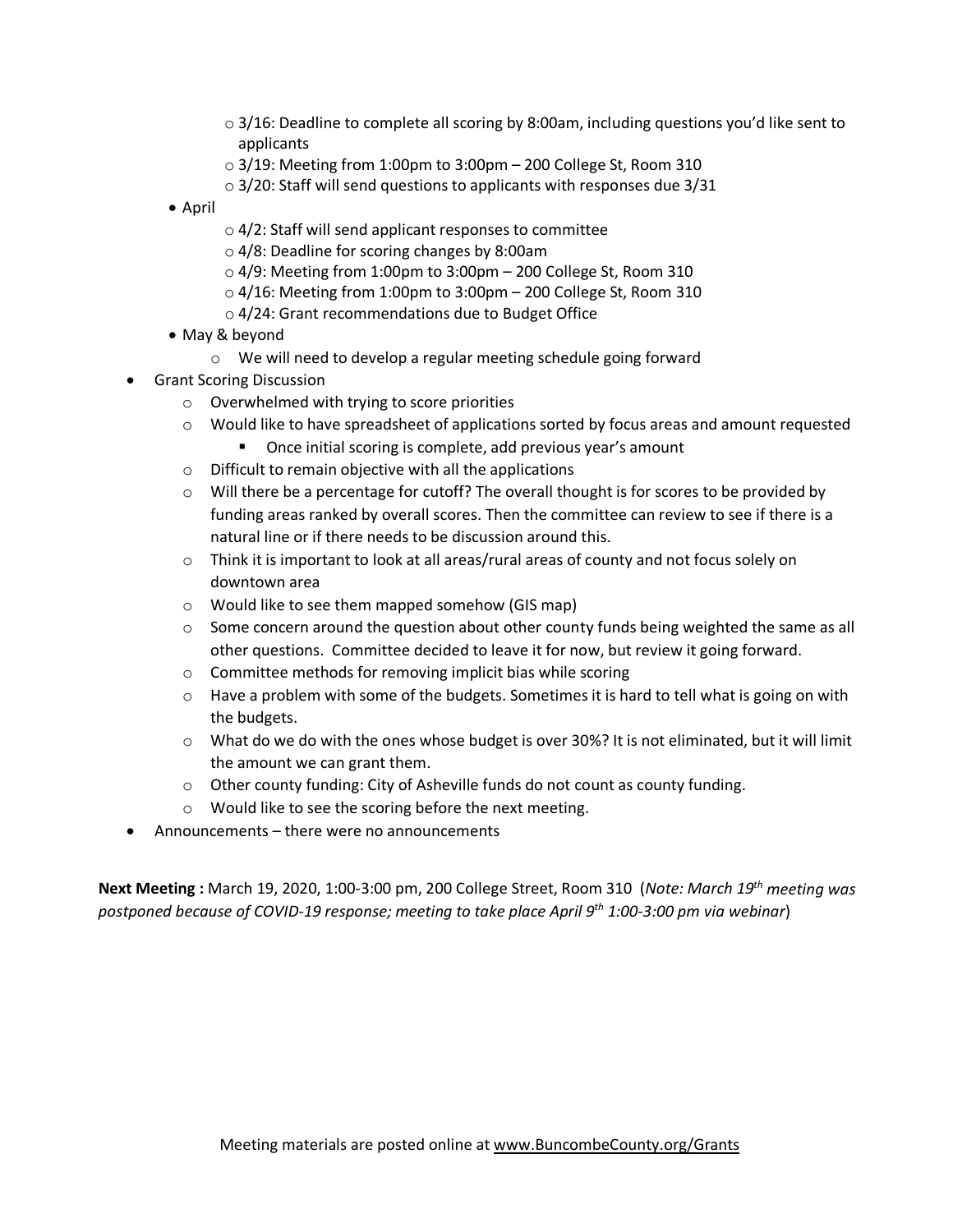- 3/16: Deadline to complete all scoring by 8:00am, including questions you'd like sent to applicants
  - 3/19: Meeting from 1:00pm to 3:00pm – 200 College St, Room 310
  - 3/20: Staff will send questions to applicants with responses due 3/31
- April
  - 4/2: Staff will send applicant responses to committee
  - 4/8: Deadline for scoring changes by 8:00am
  - 4/9: Meeting from 1:00pm to 3:00pm – 200 College St, Room 310
  - 4/16: Meeting from 1:00pm to 3:00pm – 200 College St, Room 310
  - 4/24: Grant recommendations due to Budget Office
- May & beyond
  - We will need to develop a regular meeting schedule going forward

- Grant Scoring Discussion
  - Overwhelmed with trying to score priorities
  - Would like to have spreadsheet of applications sorted by focus areas and amount requested
    - Once initial scoring is complete, add previous year's amount
  - Difficult to remain objective with all the applications
  - Will there be a percentage for cutoff? The overall thought is for scores to be provided by funding areas ranked by overall scores. Then the committee can review to see if there is a natural line or if there needs to be discussion around this.
  - Think it is important to look at all areas/rural areas of county and not focus solely on downtown area
  - Would like to see them mapped somehow (GIS map)
  - Some concern around the question about other county funds being weighted the same as all other questions. Committee decided to leave it for now, but review it going forward.
  - Committee methods for removing implicit bias while scoring
  - Have a problem with some of the budgets. Sometimes it is hard to tell what is going on with the budgets.
  - What do we do with the ones whose budget is over 30%? It is not eliminated, but it will limit the amount we can grant them.
  - Other county funding: City of Asheville funds do not count as county funding.
  - Would like to see the scoring before the next meeting.
- Announcements – there were no announcements

**Next Meeting :** March 19, 2020, 1:00-3:00 pm, 200 College Street, Room 310 (*Note: March 19th meeting was postponed because of COVID-19 response; meeting to take place April 9th 1:00-3:00 pm via webinar*)

Meeting materials are posted online at www.BuncombeCounty.org/Grants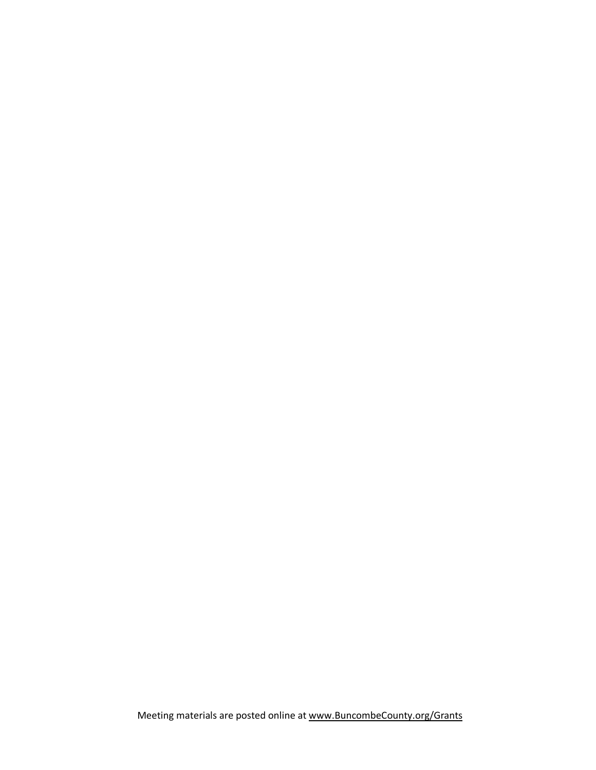Meeting materials are posted online at www.BuncombeCounty.org/Grants